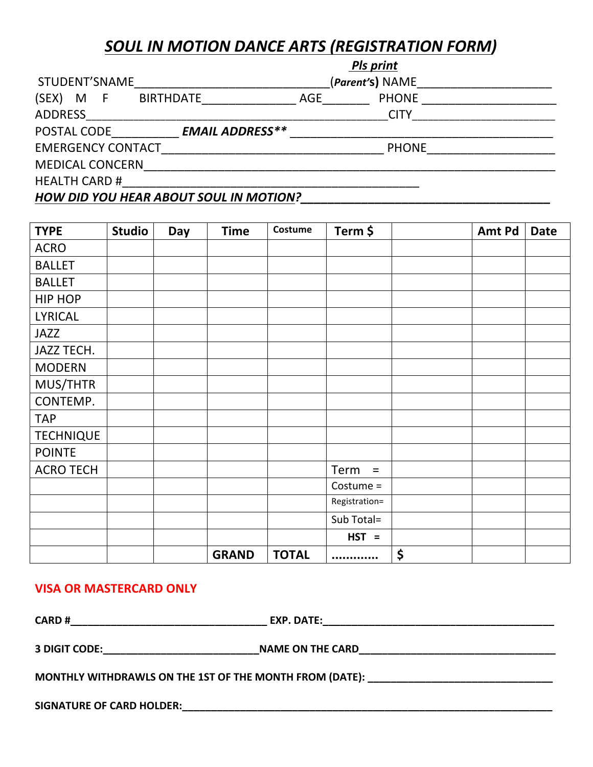# *SOUL IN MOTION DANCE ARTS (REGISTRATION FORM)*

***Pls print***

STUDENT'SNAME______________________________ (***Parent's***) NAME____________________

(SEX) M F BIRTHDATE______________ AGE_______ PHONE ____________________

ADDRESS_____________________________________________CITY_____________________

POSTAL CODE__________ ***EMAIL ADDRESS\*\**** ________________________________________

EMERGENCY CONTACT_________________________________ PHONE___________________

MEDICAL CONCERN______________________________________________________________

HEALTH CARD #____________________________________________

***HOW DID YOU HEAR ABOUT SOUL IN MOTION?*____________________________________**

| TYPE | Studio | Day | Time | Costume | Term $ | | Amt Pd | Date |
|---|---|---|---|---|---|---|---|---|
| ACRO | | | | | | | | |
| BALLET | | | | | | | | |
| BALLET | | | | | | | | |
| HIP HOP | | | | | | | | |
| LYRICAL | | | | | | | | |
| JAZZ | | | | | | | | |
| JAZZ TECH. | | | | | | | | |
| MODERN | | | | | | | | |
| MUS/THTR | | | | | | | | |
| CONTEMP. | | | | | | | | |
| TAP | | | | | | | | |
| TECHNIQUE | | | | | | | | |
| POINTE | | | | | | | | |
| ACRO TECH | | | | | Term = | | | |
| | | | | | Costume = | | | |
| | | | | | Registration= | | | |
| | | | | | Sub Total= | | | |
| | | | | | **HST =** | | | |
| | | | **GRAND** | **TOTAL** | **............** | **$** | | |

**VISA OR MASTERCARD ONLY**

**CARD #__________________________________ EXP. DATE:_______________________________________**

**3 DIGIT CODE:___________________________NAME ON THE CARD__________________________________**

**MONTHLY WITHDRAWLS ON THE 1ST OF THE MONTH FROM (DATE): ________________________________**

**SIGNATURE OF CARD HOLDER:_____________________________________________________________**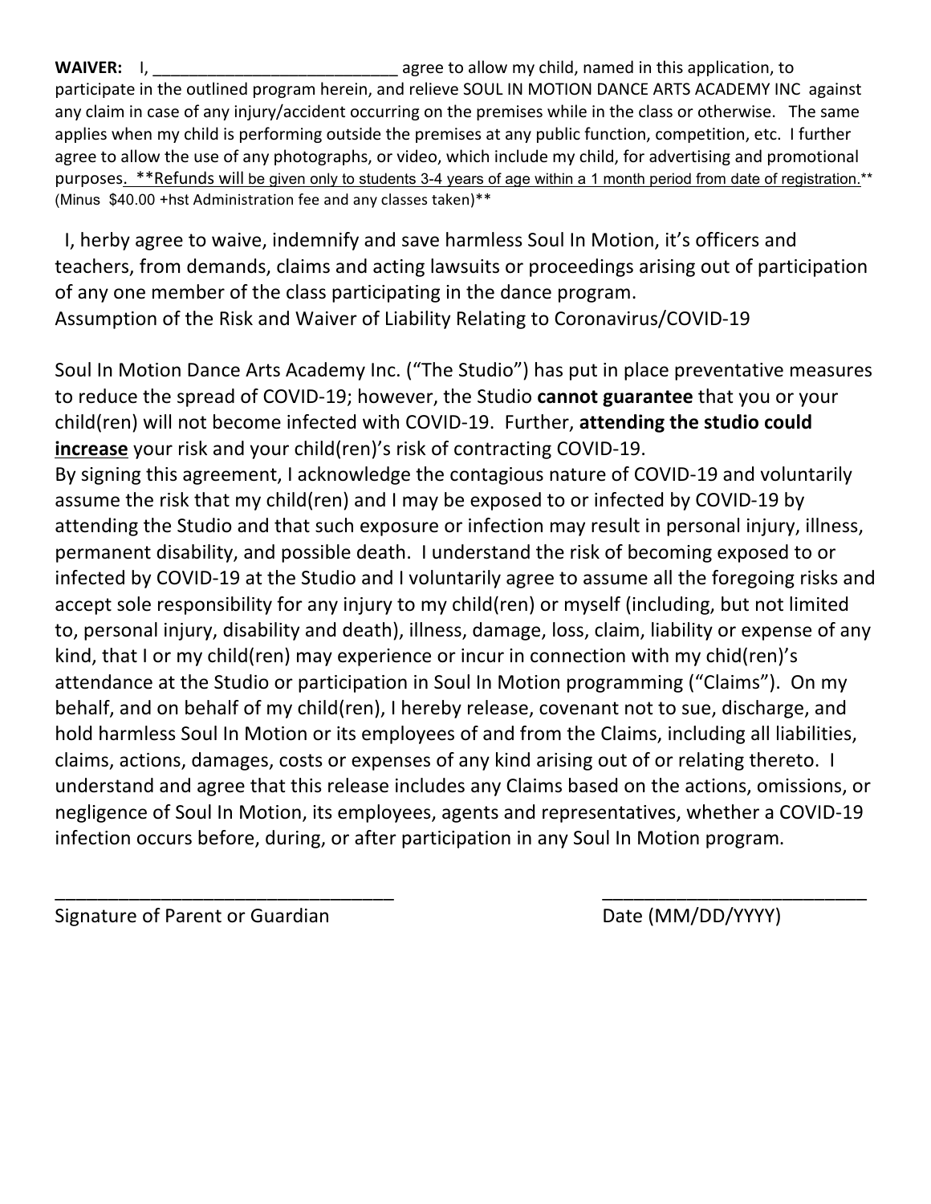**WAIVER:** I, ___________________________ agree to allow my child, named in this application, to participate in the outlined program herein, and relieve SOUL IN MOTION DANCE ARTS ACADEMY INC against any claim in case of any injury/accident occurring on the premises while in the class or otherwise. The same applies when my child is performing outside the premises at any public function, competition, etc. I further agree to allow the use of any photographs, or video, which include my child, for advertising and promotional purposes. **Refunds will be given only to students 3-4 years of age within a 1 month period from date of registration.** (Minus $40.00 +hst Administration fee and any classes taken)**

I, herby agree to waive, indemnify and save harmless Soul In Motion, it's officers and teachers, from demands, claims and acting lawsuits or proceedings arising out of participation of any one member of the class participating in the dance program.
Assumption of the Risk and Waiver of Liability Relating to Coronavirus/COVID-19

Soul In Motion Dance Arts Academy Inc. ("The Studio") has put in place preventative measures to reduce the spread of COVID-19; however, the Studio **cannot guarantee** that you or your child(ren) will not become infected with COVID-19. Further, **attending the studio could <u>increase</u>** your risk and your child(ren)'s risk of contracting COVID-19.
By signing this agreement, I acknowledge the contagious nature of COVID-19 and voluntarily assume the risk that my child(ren) and I may be exposed to or infected by COVID-19 by attending the Studio and that such exposure or infection may result in personal injury, illness, permanent disability, and possible death. I understand the risk of becoming exposed to or infected by COVID-19 at the Studio and I voluntarily agree to assume all the foregoing risks and accept sole responsibility for any injury to my child(ren) or myself (including, but not limited to, personal injury, disability and death), illness, damage, loss, claim, liability or expense of any kind, that I or my child(ren) may experience or incur in connection with my chid(ren)'s attendance at the Studio or participation in Soul In Motion programming ("Claims"). On my behalf, and on behalf of my child(ren), I hereby release, covenant not to sue, discharge, and hold harmless Soul In Motion or its employees of and from the Claims, including all liabilities, claims, actions, damages, costs or expenses of any kind arising out of or relating thereto. I understand and agree that this release includes any Claims based on the actions, omissions, or negligence of Soul In Motion, its employees, agents and representatives, whether a COVID-19 infection occurs before, during, or after participation in any Soul In Motion program.

_________________________________ _________________________

Signature of Parent or Guardian Date (MM/DD/YYYY)